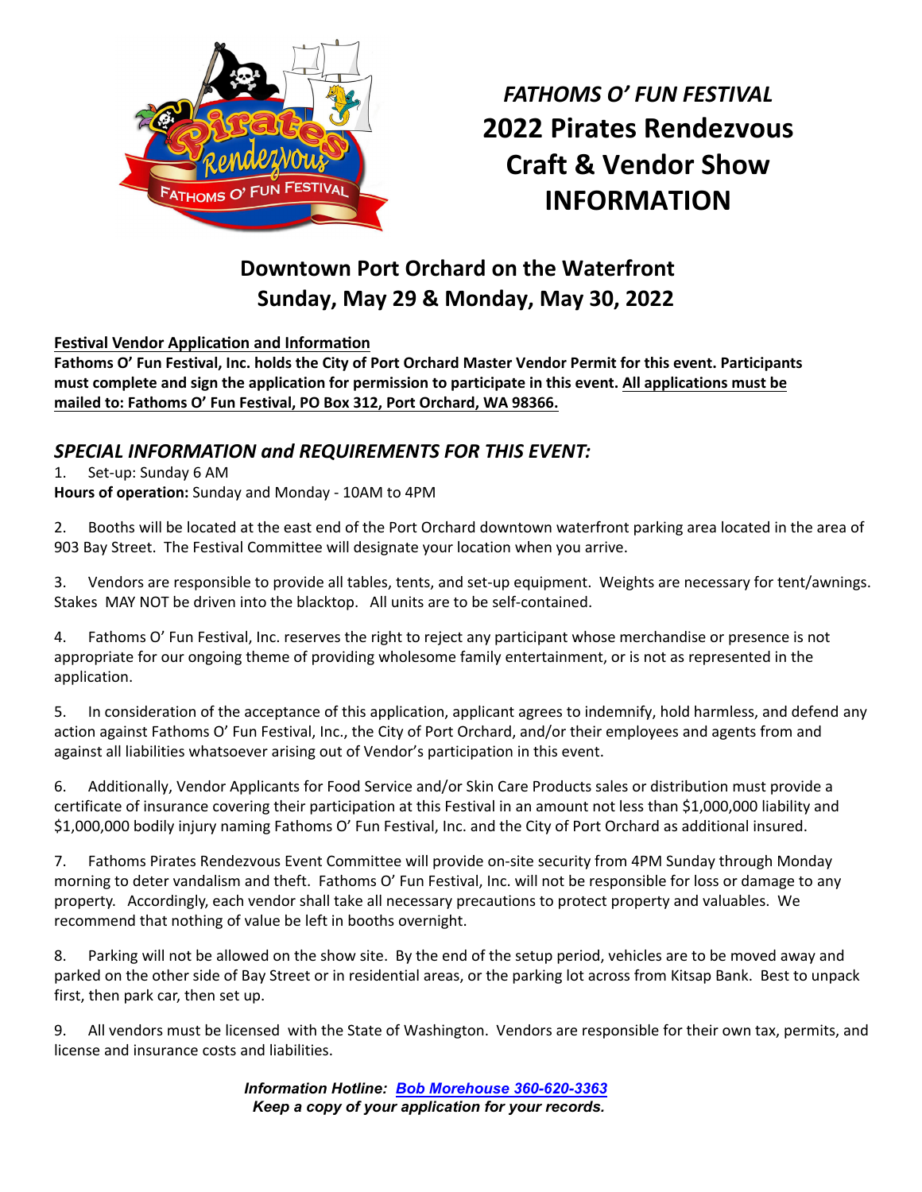# *FATHOMS O' FUN FESTIVAL*
# 2022 Pirates Rendezvous Craft & Vendor Show INFORMATION

## Downtown Port Orchard on the Waterfront
## Sunday, May 29 & Monday, May 30, 2022

**Festival Vendor Application and Information**

**Fathoms O' Fun Festival, Inc. holds the City of Port Orchard Master Vendor Permit for this event. Participants must complete and sign the application for permission to participate in this event. All applications must be mailed to: Fathoms O' Fun Festival, PO Box 312, Port Orchard, WA 98366.**

### *SPECIAL INFORMATION and REQUIREMENTS FOR THIS EVENT:*

1. Set-up: Sunday 6 AM
**Hours of operation:** Sunday and Monday - 10AM to 4PM

2. Booths will be located at the east end of the Port Orchard downtown waterfront parking area located in the area of 903 Bay Street. The Festival Committee will designate your location when you arrive.

3. Vendors are responsible to provide all tables, tents, and set-up equipment. Weights are necessary for tent/awnings. Stakes MAY NOT be driven into the blacktop. All units are to be self-contained.

4. Fathoms O' Fun Festival, Inc. reserves the right to reject any participant whose merchandise or presence is not appropriate for our ongoing theme of providing wholesome family entertainment, or is not as represented in the application.

5. In consideration of the acceptance of this application, applicant agrees to indemnify, hold harmless, and defend any action against Fathoms O' Fun Festival, Inc., the City of Port Orchard, and/or their employees and agents from and against all liabilities whatsoever arising out of Vendor's participation in this event.

6. Additionally, Vendor Applicants for Food Service and/or Skin Care Products sales or distribution must provide a certificate of insurance covering their participation at this Festival in an amount not less than $1,000,000 liability and $1,000,000 bodily injury naming Fathoms O' Fun Festival, Inc. and the City of Port Orchard as additional insured.

7. Fathoms Pirates Rendezvous Event Committee will provide on-site security from 4PM Sunday through Monday morning to deter vandalism and theft. Fathoms O' Fun Festival, Inc. will not be responsible for loss or damage to any property. Accordingly, each vendor shall take all necessary precautions to protect property and valuables. We recommend that nothing of value be left in booths overnight.

8. Parking will not be allowed on the show site. By the end of the setup period, vehicles are to be moved away and parked on the other side of Bay Street or in residential areas, or the parking lot across from Kitsap Bank. Best to unpack first, then park car, then set up.

9. All vendors must be licensed with the State of Washington. Vendors are responsible for their own tax, permits, and license and insurance costs and liabilities.

***Information Hotline: Bob Morehouse 360-620-3363***
***Keep a copy of your application for your records.***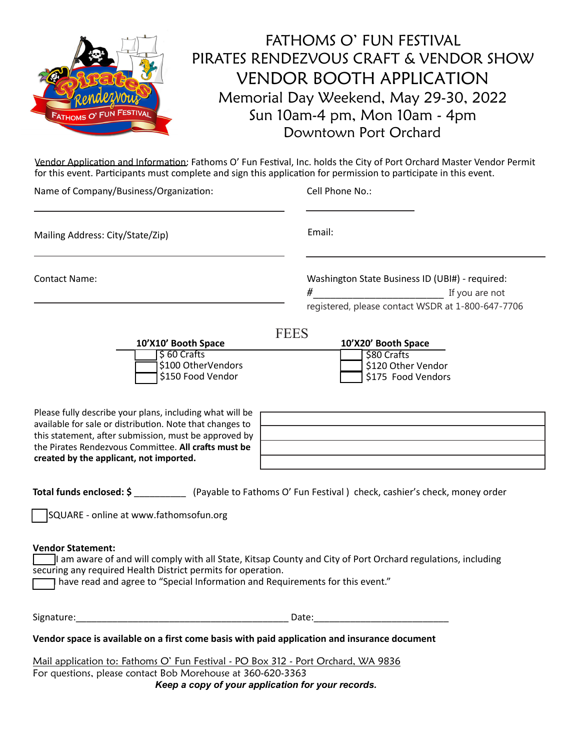# FATHOMS O' FUN FESTIVAL
# PIRATES RENDEZVOUS CRAFT & VENDOR SHOW
# VENDOR BOOTH APPLICATION

Memorial Day Weekend, May 29-30, 2022

Sun 10am-4 pm, Mon 10am - 4pm

Downtown Port Orchard

Vendor Application and Information: Fathoms O' Fun Festival, Inc. holds the City of Port Orchard Master Vendor Permit for this event. Participants must complete and sign this application for permission to participate in this event.

Name of Company/Business/Organization: ______________________

Cell Phone No.: ______________________

Mailing Address: City/State/Zip) ______________________

Email: ______________________

Contact Name: ______________________

Washington State Business ID (UBI#) - required:
#_________________________ If you are not registered, please contact WSDR at 1-800-647-7706

## FEES

**10'X10' Booth Space**

- ☐ $ 60 Crafts
- ☐ $100 OtherVendors
- ☐ $150 Food Vendor

**10'X20' Booth Space**

- ☐ $80 Crafts
- ☐ $120 Other Vendor
- ☐ $175 Food Vendors

Please fully describe your plans, including what will be available for sale or distribution. Note that changes to this statement, after submission, must be approved by the Pirates Rendezvous Committee. **All crafts must be created by the applicant, not imported.**

| |
|---|
| |
| |
| |
| |

**Total funds enclosed: $** __________ (Payable to Fathoms O' Fun Festival ) check, cashier's check, money order

☐ SQUARE - online at www.fathomsofun.org

**Vendor Statement:**

☐ I am aware of and will comply with all State, Kitsap County and City of Port Orchard regulations, including securing any required Health District permits for operation.

☐ I have read and agree to "Special Information and Requirements for this event."

Signature:__________________________________________ Date:__________________________

**Vendor space is available on a first come basis with paid application and insurance document**

Mail application to: Fathoms O' Fun Festival - PO Box 312 - Port Orchard, WA 9836

For questions, please contact Bob Morehouse at 360-620-3363

***Keep a copy of your application for your records.***